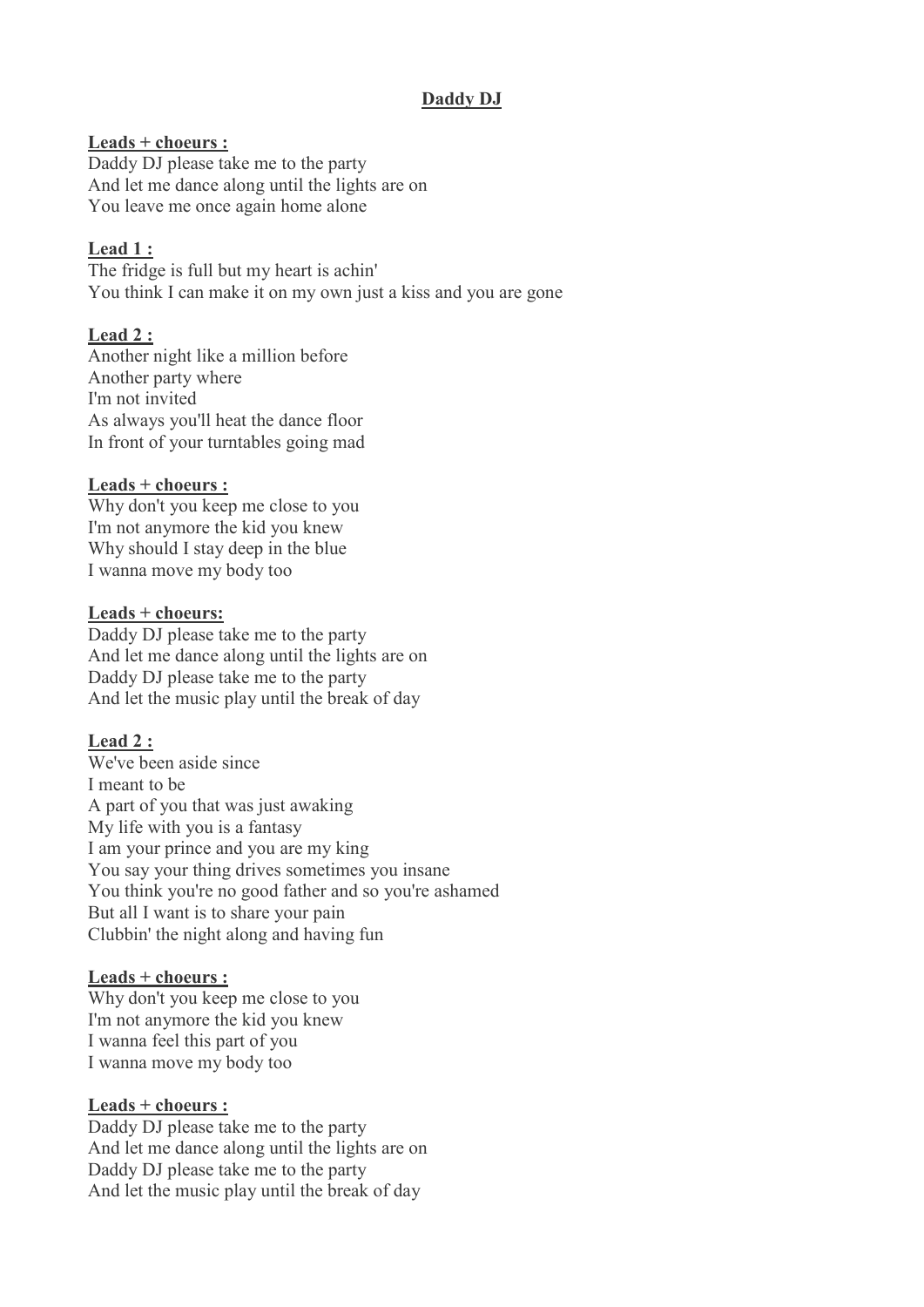# Daddy DJ

**Leads + choeurs :**
Daddy DJ please take me to the party
And let me dance along until the lights are on
You leave me once again home alone

**Lead 1 :**
The fridge is full but my heart is achin'
You think I can make it on my own just a kiss and you are gone

**Lead 2 :**
Another night like a million before
Another party where
I'm not invited
As always you'll heat the dance floor
In front of your turntables going mad

**Leads + choeurs :**
Why don't you keep me close to you
I'm not anymore the kid you knew
Why should I stay deep in the blue
I wanna move my body too

**Leads + choeurs:**
Daddy DJ please take me to the party
And let me dance along until the lights are on
Daddy DJ please take me to the party
And let the music play until the break of day

**Lead 2 :**
We've been aside since
I meant to be
A part of you that was just awaking
My life with you is a fantasy
I am your prince and you are my king
You say your thing drives sometimes you insane
You think you're no good father and so you're ashamed
But all I want is to share your pain
Clubbin' the night along and having fun

**Leads + choeurs :**
Why don't you keep me close to you
I'm not anymore the kid you knew
I wanna feel this part of you
I wanna move my body too

**Leads + choeurs :**
Daddy DJ please take me to the party
And let me dance along until the lights are on
Daddy DJ please take me to the party
And let the music play until the break of day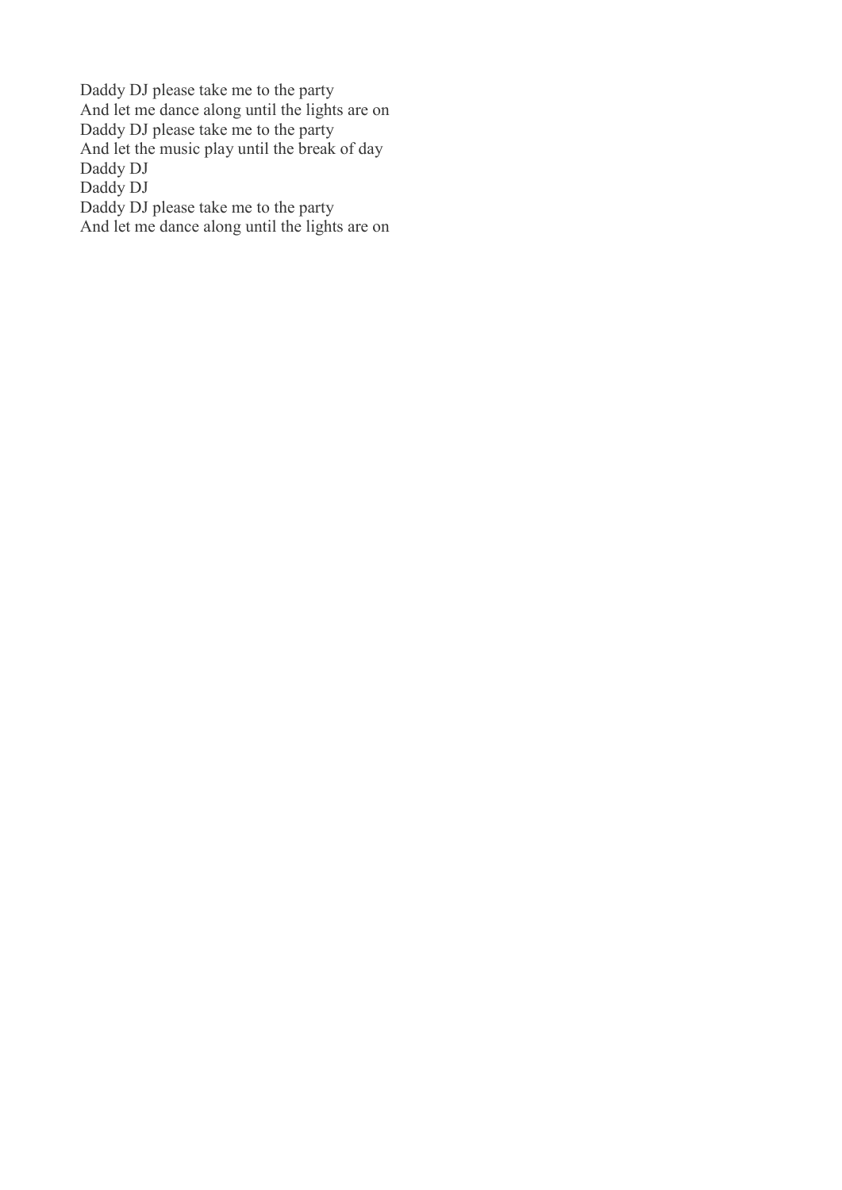Daddy DJ please take me to the party
And let me dance along until the lights are on
Daddy DJ please take me to the party
And let the music play until the break of day
Daddy DJ
Daddy DJ
Daddy DJ please take me to the party
And let me dance along until the lights are on